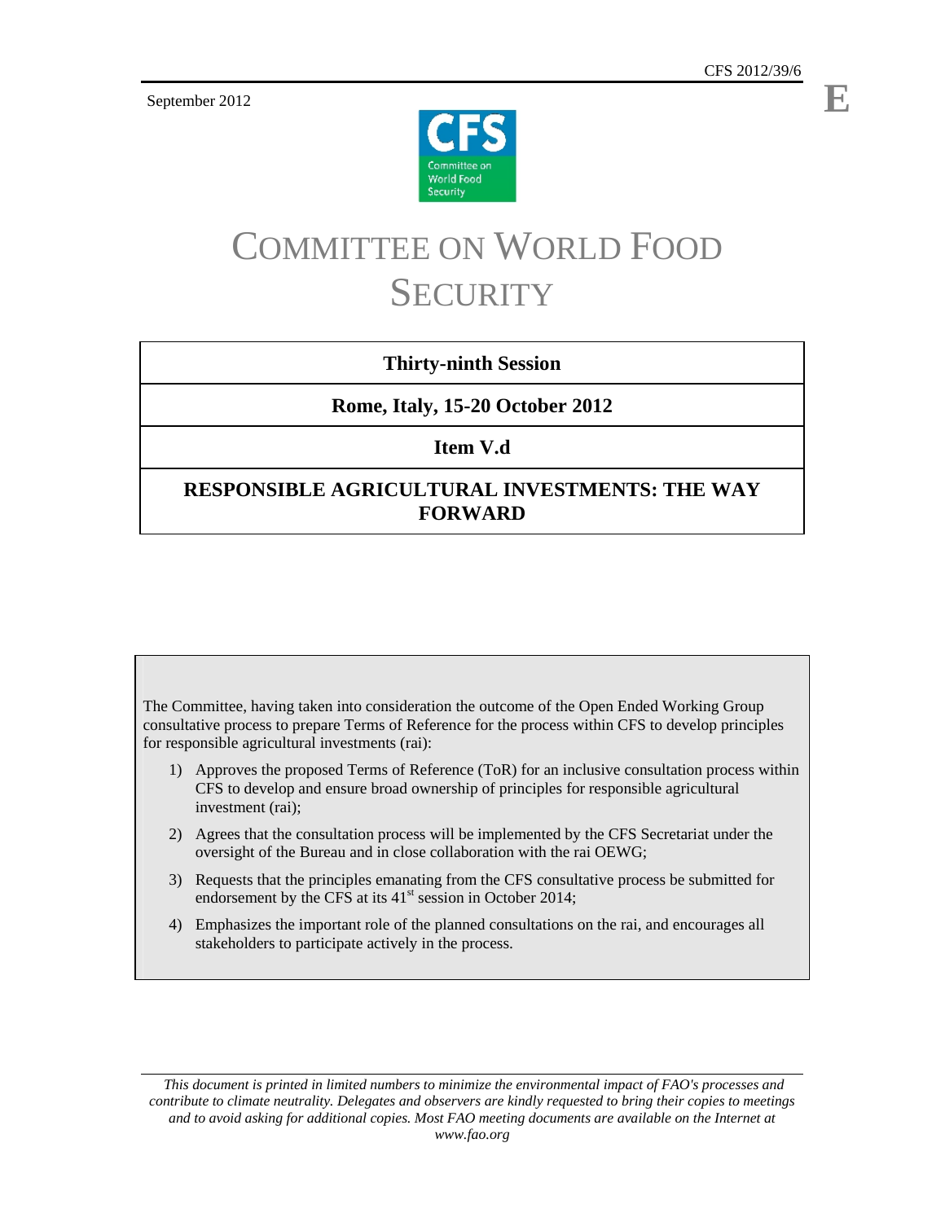CFS 2012/39/6

September 2012

E

# COMMITTEE ON WORLD FOOD SECURITY

| **Thirty-ninth Session** |
| --- |
| **Rome, Italy, 15-20 October 2012** |
| **Item V.d** |
| **RESPONSIBLE AGRICULTURAL INVESTMENTS: THE WAY FORWARD** |

The Committee, having taken into consideration the outcome of the Open Ended Working Group consultative process to prepare Terms of Reference for the process within CFS to develop principles for responsible agricultural investments (rai):

1) Approves the proposed Terms of Reference (ToR) for an inclusive consultation process within CFS to develop and ensure broad ownership of principles for responsible agricultural investment (rai);
2) Agrees that the consultation process will be implemented by the CFS Secretariat under the oversight of the Bureau and in close collaboration with the rai OEWG;
3) Requests that the principles emanating from the CFS consultative process be submitted for endorsement by the CFS at its 41st session in October 2014;
4) Emphasizes the important role of the planned consultations on the rai, and encourages all stakeholders to participate actively in the process.

*This document is printed in limited numbers to minimize the environmental impact of FAO's processes and contribute to climate neutrality. Delegates and observers are kindly requested to bring their copies to meetings and to avoid asking for additional copies. Most FAO meeting documents are available on the Internet at www.fao.org*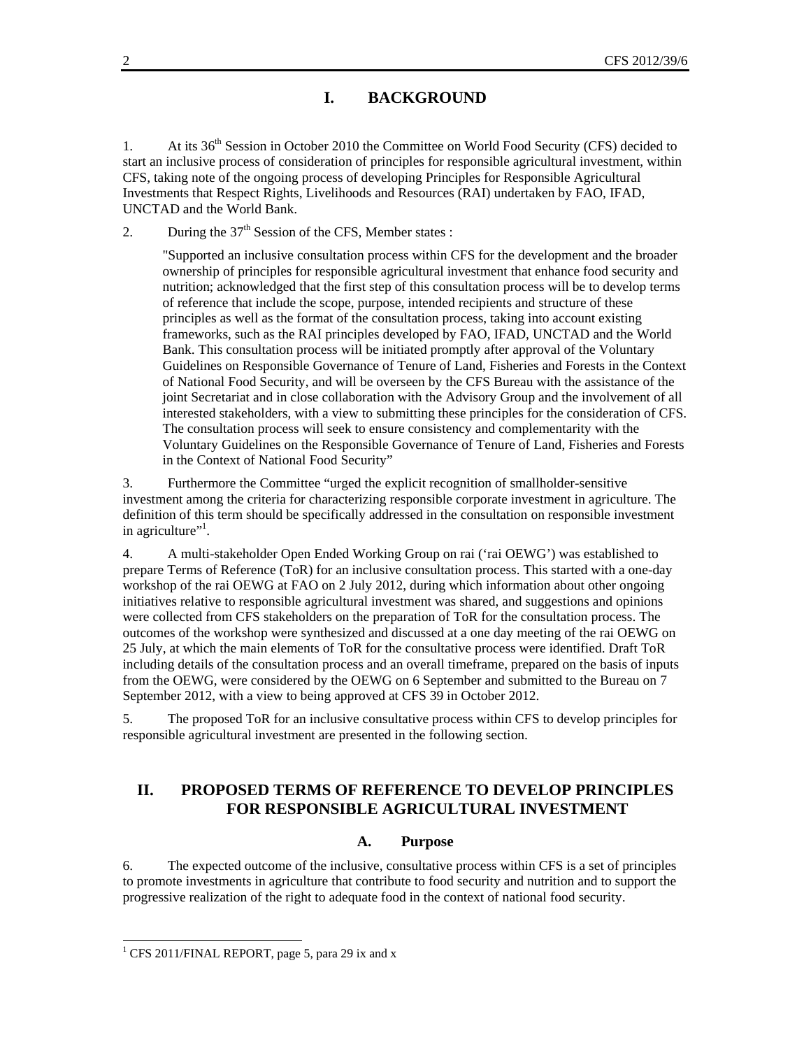# I. BACKGROUND

1. At its 36th Session in October 2010 the Committee on World Food Security (CFS) decided to start an inclusive process of consideration of principles for responsible agricultural investment, within CFS, taking note of the ongoing process of developing Principles for Responsible Agricultural Investments that Respect Rights, Livelihoods and Resources (RAI) undertaken by FAO, IFAD, UNCTAD and the World Bank.

2. During the 37th Session of the CFS, Member states :

> "Supported an inclusive consultation process within CFS for the development and the broader ownership of principles for responsible agricultural investment that enhance food security and nutrition; acknowledged that the first step of this consultation process will be to develop terms of reference that include the scope, purpose, intended recipients and structure of these principles as well as the format of the consultation process, taking into account existing frameworks, such as the RAI principles developed by FAO, IFAD, UNCTAD and the World Bank. This consultation process will be initiated promptly after approval of the Voluntary Guidelines on Responsible Governance of Tenure of Land, Fisheries and Forests in the Context of National Food Security, and will be overseen by the CFS Bureau with the assistance of the joint Secretariat and in close collaboration with the Advisory Group and the involvement of all interested stakeholders, with a view to submitting these principles for the consideration of CFS. The consultation process will seek to ensure consistency and complementarity with the Voluntary Guidelines on the Responsible Governance of Tenure of Land, Fisheries and Forests in the Context of National Food Security"

3. Furthermore the Committee "urged the explicit recognition of smallholder-sensitive investment among the criteria for characterizing responsible corporate investment in agriculture. The definition of this term should be specifically addressed in the consultation on responsible investment in agriculture"[1].

4. A multi-stakeholder Open Ended Working Group on rai ('rai OEWG') was established to prepare Terms of Reference (ToR) for an inclusive consultation process. This started with a one-day workshop of the rai OEWG at FAO on 2 July 2012, during which information about other ongoing initiatives relative to responsible agricultural investment was shared, and suggestions and opinions were collected from CFS stakeholders on the preparation of ToR for the consultation process. The outcomes of the workshop were synthesized and discussed at a one day meeting of the rai OEWG on 25 July, at which the main elements of ToR for the consultative process were identified. Draft ToR including details of the consultation process and an overall timeframe, prepared on the basis of inputs from the OEWG, were considered by the OEWG on 6 September and submitted to the Bureau on 7 September 2012, with a view to being approved at CFS 39 in October 2012.

5. The proposed ToR for an inclusive consultative process within CFS to develop principles for responsible agricultural investment are presented in the following section.

# II. PROPOSED TERMS OF REFERENCE TO DEVELOP PRINCIPLES FOR RESPONSIBLE AGRICULTURAL INVESTMENT

## A. Purpose

6. The expected outcome of the inclusive, consultative process within CFS is a set of principles to promote investments in agriculture that contribute to food security and nutrition and to support the progressive realization of the right to adequate food in the context of national food security.

[1] CFS 2011/FINAL REPORT, page 5, para 29 ix and x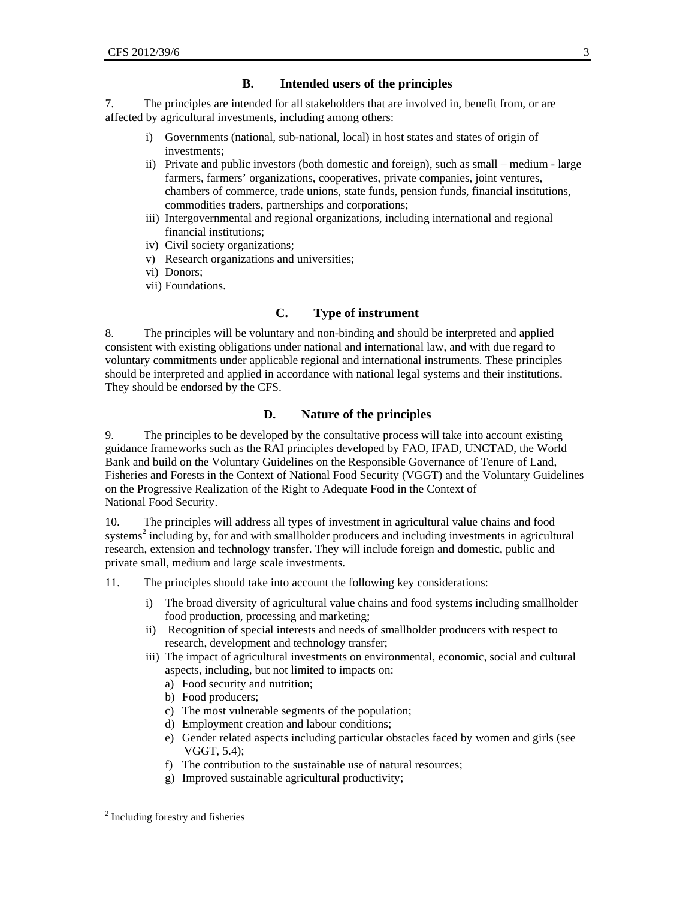## B. Intended users of the principles

7. The principles are intended for all stakeholders that are involved in, benefit from, or are affected by agricultural investments, including among others:

i) Governments (national, sub-national, local) in host states and states of origin of investments;
ii) Private and public investors (both domestic and foreign), such as small – medium - large farmers, farmers' organizations, cooperatives, private companies, joint ventures, chambers of commerce, trade unions, state funds, pension funds, financial institutions, commodities traders, partnerships and corporations;
iii) Intergovernmental and regional organizations, including international and regional financial institutions;
iv) Civil society organizations;
v) Research organizations and universities;
vi) Donors;
vii) Foundations.

## C. Type of instrument

8. The principles will be voluntary and non-binding and should be interpreted and applied consistent with existing obligations under national and international law, and with due regard to voluntary commitments under applicable regional and international instruments. These principles should be interpreted and applied in accordance with national legal systems and their institutions. They should be endorsed by the CFS.

## D. Nature of the principles

9. The principles to be developed by the consultative process will take into account existing guidance frameworks such as the RAI principles developed by FAO, IFAD, UNCTAD, the World Bank and build on the Voluntary Guidelines on the Responsible Governance of Tenure of Land, Fisheries and Forests in the Context of National Food Security (VGGT) and the Voluntary Guidelines on the Progressive Realization of the Right to Adequate Food in the Context of National Food Security.

10. The principles will address all types of investment in agricultural value chains and food systems[2] including by, for and with smallholder producers and including investments in agricultural research, extension and technology transfer. They will include foreign and domestic, public and private small, medium and large scale investments.

11. The principles should take into account the following key considerations:

i) The broad diversity of agricultural value chains and food systems including smallholder food production, processing and marketing;
ii) Recognition of special interests and needs of smallholder producers with respect to research, development and technology transfer;
iii) The impact of agricultural investments on environmental, economic, social and cultural aspects, including, but not limited to impacts on:
   a) Food security and nutrition;
   b) Food producers;
   c) The most vulnerable segments of the population;
   d) Employment creation and labour conditions;
   e) Gender related aspects including particular obstacles faced by women and girls (see VGGT, 5.4);
   f) The contribution to the sustainable use of natural resources;
   g) Improved sustainable agricultural productivity;

[2] Including forestry and fisheries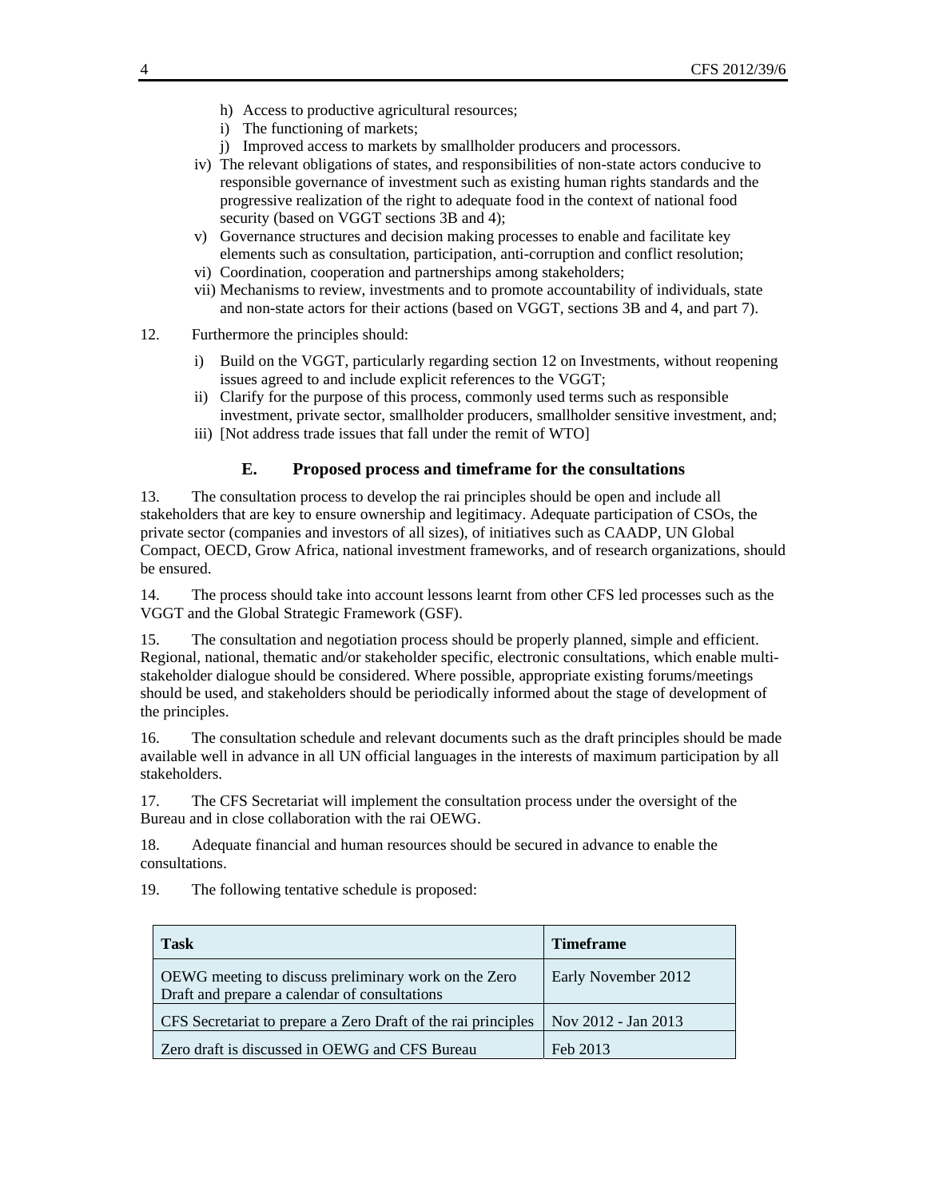h) Access to productive agricultural resources;
i) The functioning of markets;
j) Improved access to markets by smallholder producers and processors.

iv) The relevant obligations of states, and responsibilities of non-state actors conducive to responsible governance of investment such as existing human rights standards and the progressive realization of the right to adequate food in the context of national food security (based on VGGT sections 3B and 4);
v) Governance structures and decision making processes to enable and facilitate key elements such as consultation, participation, anti-corruption and conflict resolution;
vi) Coordination, cooperation and partnerships among stakeholders;
vii) Mechanisms to review, investments and to promote accountability of individuals, state and non-state actors for their actions (based on VGGT, sections 3B and 4, and part 7).

12. Furthermore the principles should:

i) Build on the VGGT, particularly regarding section 12 on Investments, without reopening issues agreed to and include explicit references to the VGGT;
ii) Clarify for the purpose of this process, commonly used terms such as responsible investment, private sector, smallholder producers, smallholder sensitive investment, and;
iii) [Not address trade issues that fall under the remit of WTO]

### E. Proposed process and timeframe for the consultations

13. The consultation process to develop the rai principles should be open and include all stakeholders that are key to ensure ownership and legitimacy. Adequate participation of CSOs, the private sector (companies and investors of all sizes), of initiatives such as CAADP, UN Global Compact, OECD, Grow Africa, national investment frameworks, and of research organizations, should be ensured.

14. The process should take into account lessons learnt from other CFS led processes such as the VGGT and the Global Strategic Framework (GSF).

15. The consultation and negotiation process should be properly planned, simple and efficient. Regional, national, thematic and/or stakeholder specific, electronic consultations, which enable multi-stakeholder dialogue should be considered. Where possible, appropriate existing forums/meetings should be used, and stakeholders should be periodically informed about the stage of development of the principles.

16. The consultation schedule and relevant documents such as the draft principles should be made available well in advance in all UN official languages in the interests of maximum participation by all stakeholders.

17. The CFS Secretariat will implement the consultation process under the oversight of the Bureau and in close collaboration with the rai OEWG.

18. Adequate financial and human resources should be secured in advance to enable the consultations.

19. The following tentative schedule is proposed:

| **Task** | **Timeframe** |
|---|---|
| OEWG meeting to discuss preliminary work on the Zero Draft and prepare a calendar of consultations | Early November 2012 |
| CFS Secretariat to prepare a Zero Draft of the rai principles | Nov 2012 - Jan 2013 |
| Zero draft is discussed in OEWG and CFS Bureau | Feb 2013 |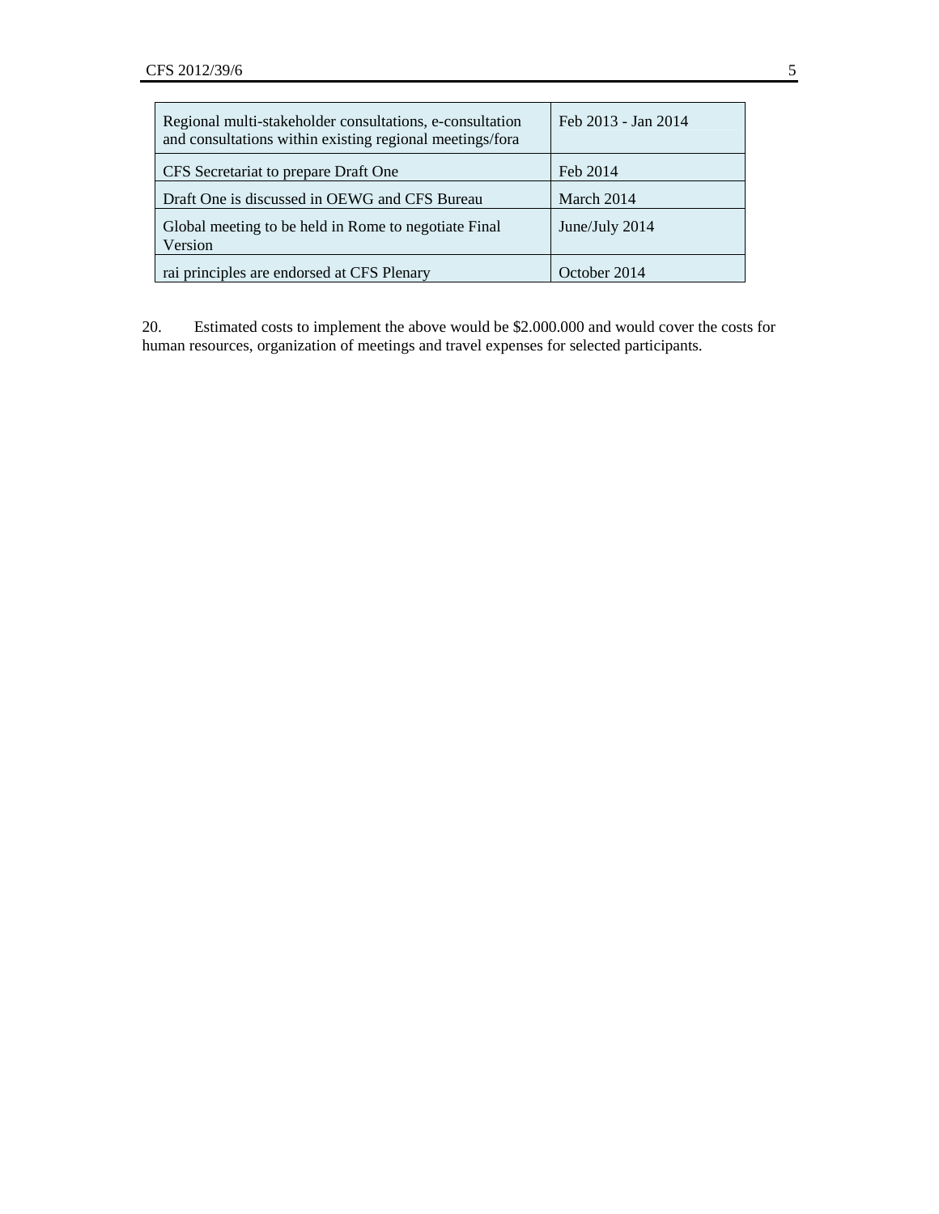| | |
|---|---|
| Regional multi-stakeholder consultations, e-consultation and consultations within existing regional meetings/fora | Feb 2013 - Jan 2014 |
| CFS Secretariat to prepare Draft One | Feb 2014 |
| Draft One is discussed in OEWG and CFS Bureau | March 2014 |
| Global meeting to be held in Rome to negotiate Final Version | June/July 2014 |
| rai principles are endorsed at CFS Plenary | October 2014 |

20. Estimated costs to implement the above would be $2.000.000 and would cover the costs for human resources, organization of meetings and travel expenses for selected participants.